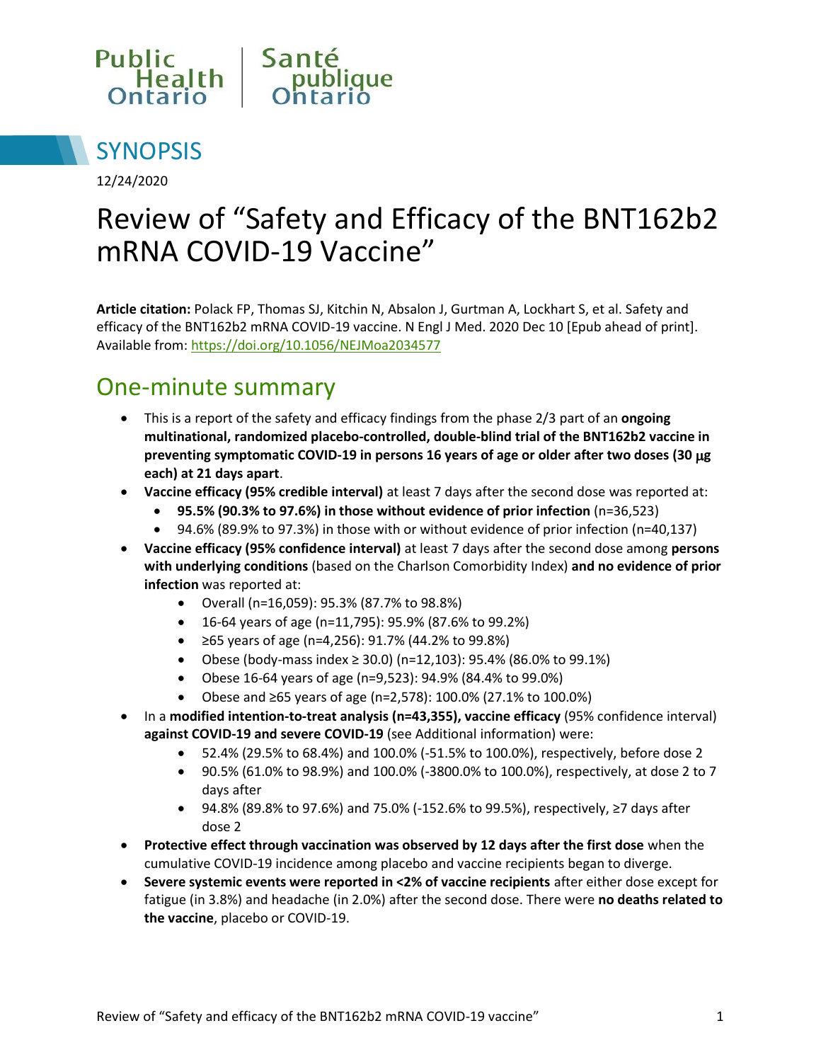Public Health Ontario | Santé publique Ontario

# SYNOPSIS

12/24/2020

# Review of "Safety and Efficacy of the BNT162b2 mRNA COVID-19 Vaccine"

**Article citation:** Polack FP, Thomas SJ, Kitchin N, Absalon J, Gurtman A, Lockhart S, et al. Safety and efficacy of the BNT162b2 mRNA COVID-19 vaccine. N Engl J Med. 2020 Dec 10 [Epub ahead of print]. Available from: https://doi.org/10.1056/NEJMoa2034577

## One-minute summary

- This is a report of the safety and efficacy findings from the phase 2/3 part of an **ongoing multinational, randomized placebo-controlled, double-blind trial of the BNT162b2 vaccine in preventing symptomatic COVID-19 in persons 16 years of age or older after two doses (30 μg each) at 21 days apart**.
- **Vaccine efficacy (95% credible interval)** at least 7 days after the second dose was reported at:
  - **95.5% (90.3% to 97.6%) in those without evidence of prior infection** (n=36,523)
  - 94.6% (89.9% to 97.3%) in those with or without evidence of prior infection (n=40,137)
- **Vaccine efficacy (95% confidence interval)** at least 7 days after the second dose among **persons with underlying conditions** (based on the Charlson Comorbidity Index) **and no evidence of prior infection** was reported at:
  - Overall (n=16,059): 95.3% (87.7% to 98.8%)
  - 16-64 years of age (n=11,795): 95.9% (87.6% to 99.2%)
  - ≥65 years of age (n=4,256): 91.7% (44.2% to 99.8%)
  - Obese (body-mass index ≥ 30.0) (n=12,103): 95.4% (86.0% to 99.1%)
  - Obese 16-64 years of age (n=9,523): 94.9% (84.4% to 99.0%)
  - Obese and ≥65 years of age (n=2,578): 100.0% (27.1% to 100.0%)
- In a **modified intention-to-treat analysis (n=43,355), vaccine efficacy** (95% confidence interval) **against COVID-19 and severe COVID-19** (see Additional information) were:
  - 52.4% (29.5% to 68.4%) and 100.0% (-51.5% to 100.0%), respectively, before dose 2
  - 90.5% (61.0% to 98.9%) and 100.0% (-3800.0% to 100.0%), respectively, at dose 2 to 7 days after
  - 94.8% (89.8% to 97.6%) and 75.0% (-152.6% to 99.5%), respectively, ≥7 days after dose 2
- **Protective effect through vaccination was observed by 12 days after the first dose** when the cumulative COVID-19 incidence among placebo and vaccine recipients began to diverge.
- **Severe systemic events were reported in <2% of vaccine recipients** after either dose except for fatigue (in 3.8%) and headache (in 2.0%) after the second dose. There were **no deaths related to the vaccine**, placebo or COVID-19.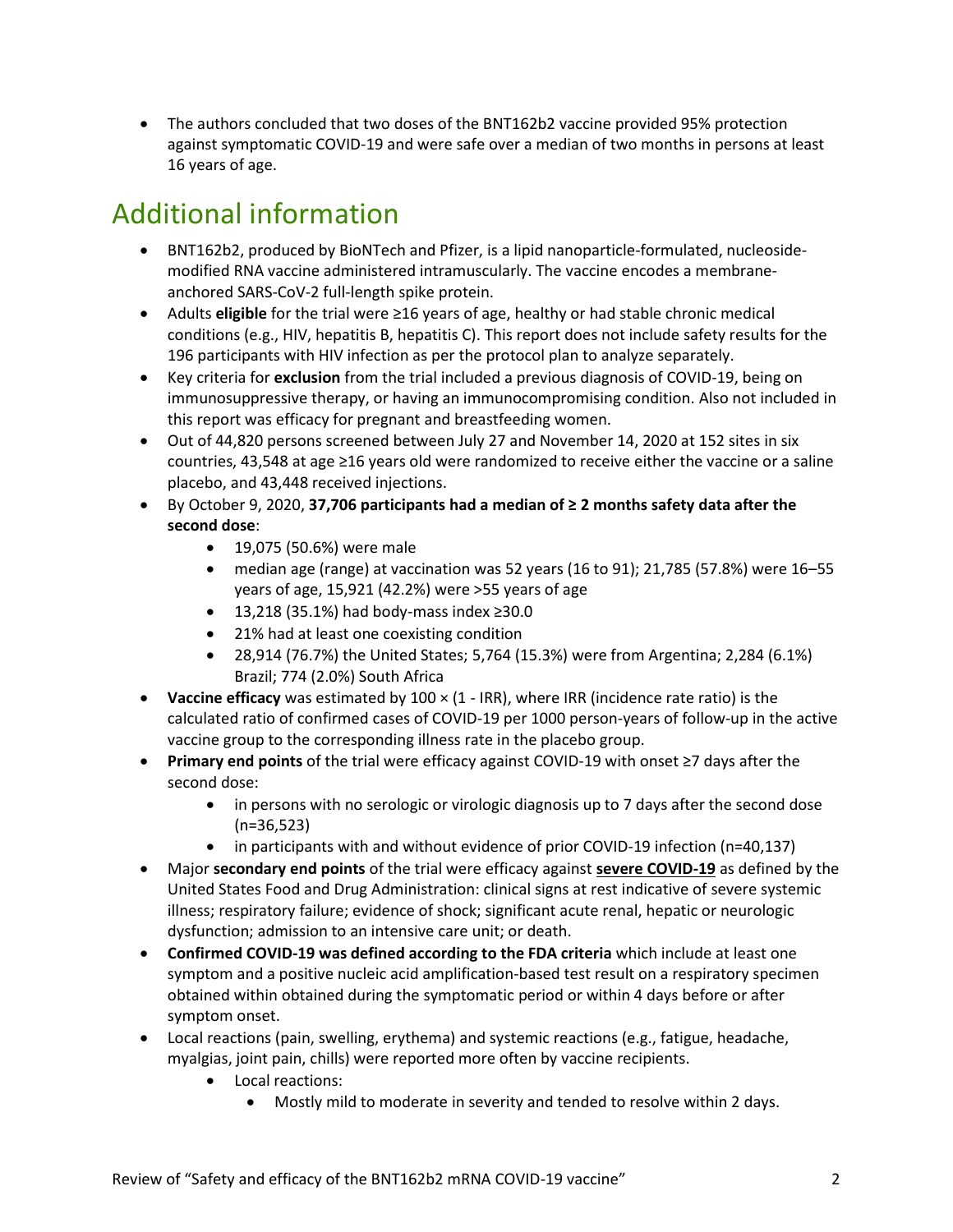- The authors concluded that two doses of the BNT162b2 vaccine provided 95% protection against symptomatic COVID-19 and were safe over a median of two months in persons at least 16 years of age.

## Additional information

- BNT162b2, produced by BioNTech and Pfizer, is a lipid nanoparticle-formulated, nucleoside-modified RNA vaccine administered intramuscularly. The vaccine encodes a membrane-anchored SARS-CoV-2 full-length spike protein.
- Adults **eligible** for the trial were ≥16 years of age, healthy or had stable chronic medical conditions (e.g., HIV, hepatitis B, hepatitis C). This report does not include safety results for the 196 participants with HIV infection as per the protocol plan to analyze separately.
- Key criteria for **exclusion** from the trial included a previous diagnosis of COVID-19, being on immunosuppressive therapy, or having an immunocompromising condition. Also not included in this report was efficacy for pregnant and breastfeeding women.
- Out of 44,820 persons screened between July 27 and November 14, 2020 at 152 sites in six countries, 43,548 at age ≥16 years old were randomized to receive either the vaccine or a saline placebo, and 43,448 received injections.
- By October 9, 2020, **37,706 participants had a median of ≥ 2 months safety data after the second dose**:
    - 19,075 (50.6%) were male
    - median age (range) at vaccination was 52 years (16 to 91); 21,785 (57.8%) were 16–55 years of age, 15,921 (42.2%) were >55 years of age
    - 13,218 (35.1%) had body-mass index ≥30.0
    - 21% had at least one coexisting condition
    - 28,914 (76.7%) the United States; 5,764 (15.3%) were from Argentina; 2,284 (6.1%) Brazil; 774 (2.0%) South Africa
- **Vaccine efficacy** was estimated by 100 × (1 - IRR), where IRR (incidence rate ratio) is the calculated ratio of confirmed cases of COVID-19 per 1000 person-years of follow-up in the active vaccine group to the corresponding illness rate in the placebo group.
- **Primary end points** of the trial were efficacy against COVID-19 with onset ≥7 days after the second dose:
    - in persons with no serologic or virologic diagnosis up to 7 days after the second dose (n=36,523)
    - in participants with and without evidence of prior COVID-19 infection (n=40,137)
- Major **secondary end points** of the trial were efficacy against <u>**severe COVID-19**</u> as defined by the United States Food and Drug Administration: clinical signs at rest indicative of severe systemic illness; respiratory failure; evidence of shock; significant acute renal, hepatic or neurologic dysfunction; admission to an intensive care unit; or death.
- **Confirmed COVID-19 was defined according to the FDA criteria** which include at least one symptom and a positive nucleic acid amplification-based test result on a respiratory specimen obtained within obtained during the symptomatic period or within 4 days before or after symptom onset.
- Local reactions (pain, swelling, erythema) and systemic reactions (e.g., fatigue, headache, myalgias, joint pain, chills) were reported more often by vaccine recipients.
    - Local reactions:
        - Mostly mild to moderate in severity and tended to resolve within 2 days.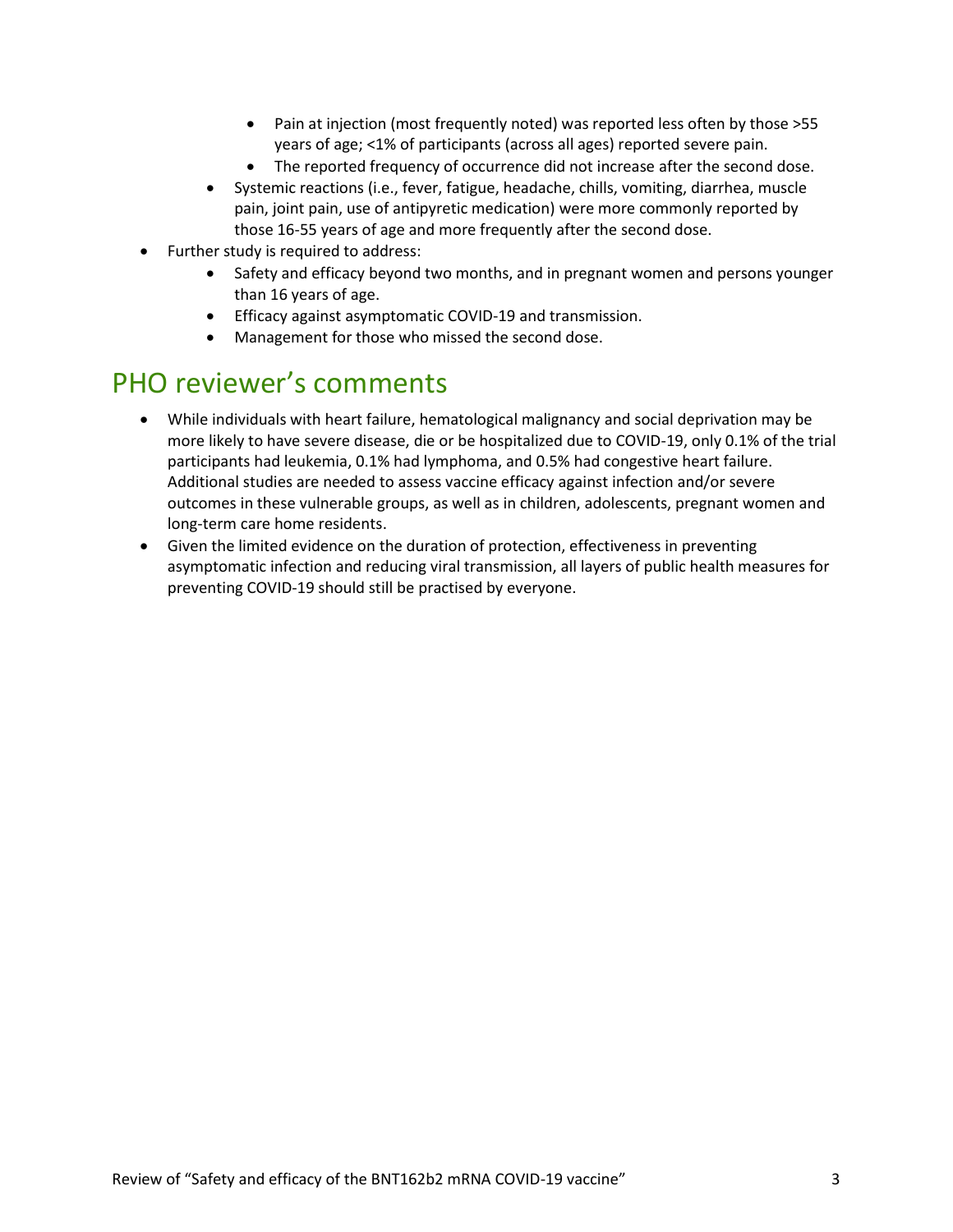- Pain at injection (most frequently noted) was reported less often by those >55 years of age; <1% of participants (across all ages) reported severe pain.
        - The reported frequency of occurrence did not increase after the second dose.
    - Systemic reactions (i.e., fever, fatigue, headache, chills, vomiting, diarrhea, muscle pain, joint pain, use of antipyretic medication) were more commonly reported by those 16-55 years of age and more frequently after the second dose.
- Further study is required to address:
    - Safety and efficacy beyond two months, and in pregnant women and persons younger than 16 years of age.
    - Efficacy against asymptomatic COVID-19 and transmission.
    - Management for those who missed the second dose.

# PHO reviewer's comments

- While individuals with heart failure, hematological malignancy and social deprivation may be more likely to have severe disease, die or be hospitalized due to COVID-19, only 0.1% of the trial participants had leukemia, 0.1% had lymphoma, and 0.5% had congestive heart failure. Additional studies are needed to assess vaccine efficacy against infection and/or severe outcomes in these vulnerable groups, as well as in children, adolescents, pregnant women and long-term care home residents.
- Given the limited evidence on the duration of protection, effectiveness in preventing asymptomatic infection and reducing viral transmission, all layers of public health measures for preventing COVID-19 should still be practised by everyone.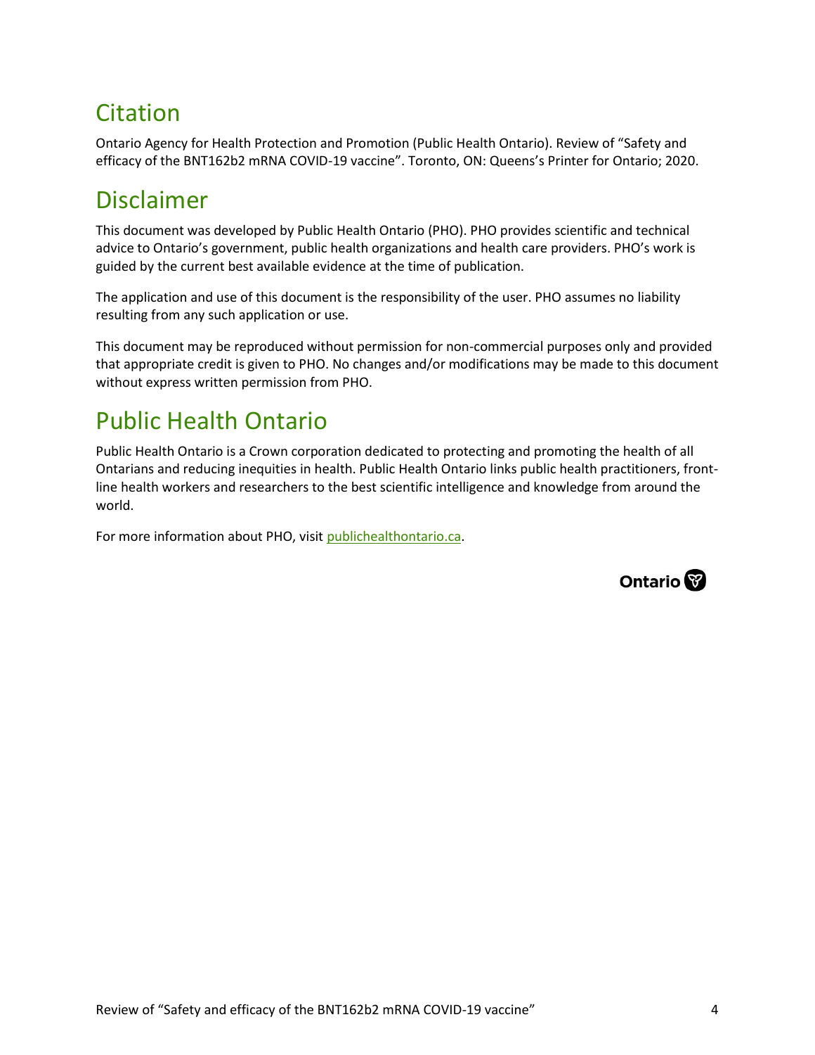## Citation

Ontario Agency for Health Protection and Promotion (Public Health Ontario). Review of "Safety and efficacy of the BNT162b2 mRNA COVID-19 vaccine". Toronto, ON: Queens's Printer for Ontario; 2020.

## Disclaimer

This document was developed by Public Health Ontario (PHO). PHO provides scientific and technical advice to Ontario's government, public health organizations and health care providers. PHO's work is guided by the current best available evidence at the time of publication.

The application and use of this document is the responsibility of the user. PHO assumes no liability resulting from any such application or use.

This document may be reproduced without permission for non-commercial purposes only and provided that appropriate credit is given to PHO. No changes and/or modifications may be made to this document without express written permission from PHO.

## Public Health Ontario

Public Health Ontario is a Crown corporation dedicated to protecting and promoting the health of all Ontarians and reducing inequities in health. Public Health Ontario links public health practitioners, front-line health workers and researchers to the best scientific intelligence and knowledge from around the world.

For more information about PHO, visit [publichealthontario.ca](publichealthontario.ca).

Ontario